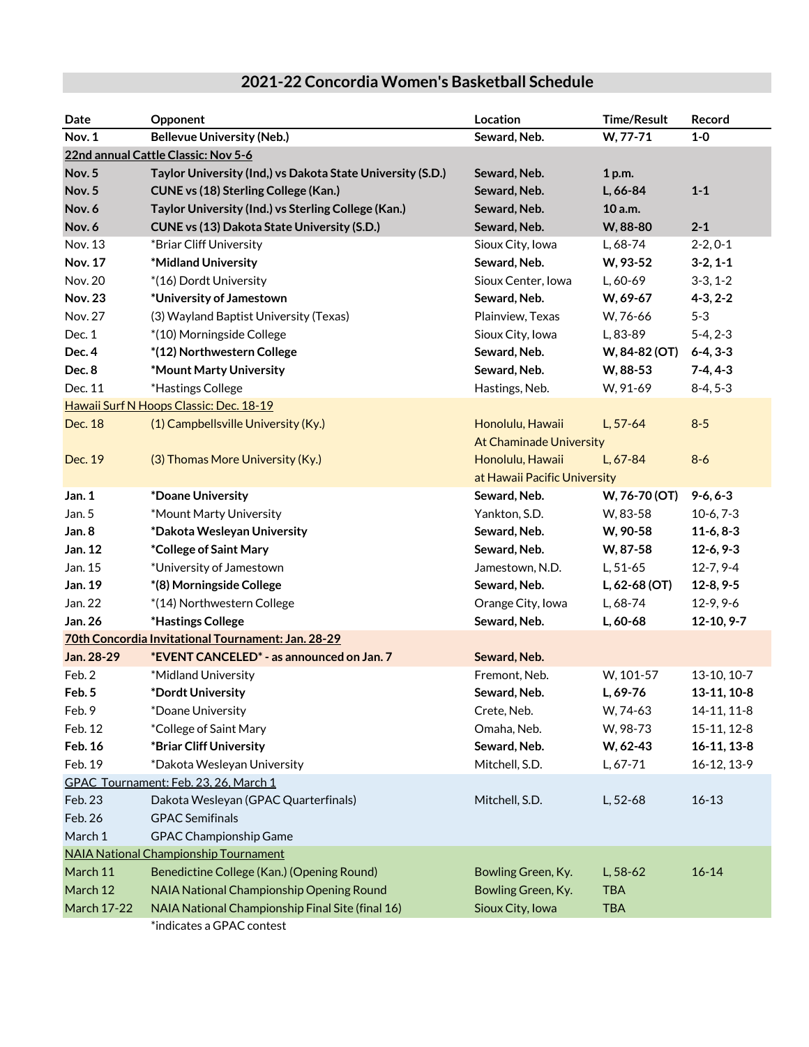# 2021-22 Concordia Women's Basketball Schedule

| Date | Opponent | Location | Time/Result | Record |
|---|---|---|---|---|
| **Nov. 1** | **Bellevue University (Neb.)** | **Seward, Neb.** | **W, 77-71** | **1-0** |
| 22nd annual Cattle Classic: Nov 5-6 | | | | |
| **Nov. 5** | **Taylor University (Ind,) vs Dakota State University (S.D.)** | **Seward, Neb.** | **1 p.m.** | |
| **Nov. 5** | **CUNE vs (18) Sterling College (Kan.)** | **Seward, Neb.** | **L, 66-84** | **1-1** |
| **Nov. 6** | **Taylor University (Ind.) vs Sterling College (Kan.)** | **Seward, Neb.** | **10 a.m.** | |
| **Nov. 6** | **CUNE vs (13) Dakota State University (S.D.)** | **Seward, Neb.** | **W, 88-80** | **2-1** |
| Nov. 13 | *Briar Cliff University | Sioux City, Iowa | L, 68-74 | 2-2, 0-1 |
| **Nov. 17** | ***Midland University** | **Seward, Neb.** | **W, 93-52** | **3-2, 1-1** |
| Nov. 20 | *(16) Dordt University | Sioux Center, Iowa | L, 60-69 | 3-3, 1-2 |
| **Nov. 23** | ***University of Jamestown** | **Seward, Neb.** | **W, 69-67** | **4-3, 2-2** |
| Nov. 27 | (3) Wayland Baptist University (Texas) | Plainview, Texas | W, 76-66 | 5-3 |
| Dec. 1 | *(10) Morningside College | Sioux City, Iowa | L, 83-89 | 5-4, 2-3 |
| **Dec. 4** | ***(12) Northwestern College** | **Seward, Neb.** | **W, 84-82 (OT)** | **6-4, 3-3** |
| **Dec. 8** | ***Mount Marty University** | **Seward, Neb.** | **W, 88-53** | **7-4, 4-3** |
| Dec. 11 | *Hastings College | Hastings, Neb. | W, 91-69 | 8-4, 5-3 |
| Hawaii Surf N Hoops Classic: Dec. 18-19 | | | | |
| Dec. 18 | (1) Campbellsville University (Ky.) | Honolulu, Hawaii At Chaminade University | L, 57-64 | 8-5 |
| Dec. 19 | (3) Thomas More University (Ky.) | Honolulu, Hawaii at Hawaii Pacific University | L, 67-84 | 8-6 |
| **Jan. 1** | ***Doane University** | **Seward, Neb.** | **W, 76-70 (OT)** | **9-6, 6-3** |
| Jan. 5 | *Mount Marty University | Yankton, S.D. | W, 83-58 | 10-6, 7-3 |
| **Jan. 8** | ***Dakota Wesleyan University** | **Seward, Neb.** | **W, 90-58** | **11-6, 8-3** |
| **Jan. 12** | ***College of Saint Mary** | **Seward, Neb.** | **W, 87-58** | **12-6, 9-3** |
| Jan. 15 | *University of Jamestown | Jamestown, N.D. | L, 51-65 | 12-7, 9-4 |
| **Jan. 19** | ***(8) Morningside College** | **Seward, Neb.** | **L, 62-68 (OT)** | **12-8, 9-5** |
| Jan. 22 | *(14) Northwestern College | Orange City, Iowa | L, 68-74 | 12-9, 9-6 |
| **Jan. 26** | ***Hastings College** | **Seward, Neb.** | **L, 60-68** | **12-10, 9-7** |
| 70th Concordia Invitational Tournament: Jan. 28-29 | | | | |
| **Jan. 28-29** | ***EVENT CANCELED* - as announced on Jan. 7** | **Seward, Neb.** | | |
| Feb. 2 | *Midland University | Fremont, Neb. | W, 101-57 | 13-10, 10-7 |
| **Feb. 5** | ***Dordt University** | **Seward, Neb.** | **L, 69-76** | **13-11, 10-8** |
| Feb. 9 | *Doane University | Crete, Neb. | W, 74-63 | 14-11, 11-8 |
| Feb. 12 | *College of Saint Mary | Omaha, Neb. | W, 98-73 | 15-11, 12-8 |
| **Feb. 16** | ***Briar Cliff University** | **Seward, Neb.** | **W, 62-43** | **16-11, 13-8** |
| Feb. 19 | *Dakota Wesleyan University | Mitchell, S.D. | L, 67-71 | 16-12, 13-9 |
| GPAC Tournament: Feb. 23, 26, March 1 | | | | |
| Feb. 23 | Dakota Wesleyan (GPAC Quarterfinals) | Mitchell, S.D. | L, 52-68 | 16-13 |
| Feb. 26 | GPAC Semifinals | | | |
| March 1 | GPAC Championship Game | | | |
| NAIA National Championship Tournament | | | | |
| March 11 | Benedictine College (Kan.) (Opening Round) | Bowling Green, Ky. | L, 58-62 | 16-14 |
| March 12 | NAIA National Championship Opening Round | Bowling Green, Ky. | TBA | |
| March 17-22 | NAIA National Championship Final Site (final 16) | Sioux City, Iowa | TBA | |

*indicates a GPAC contest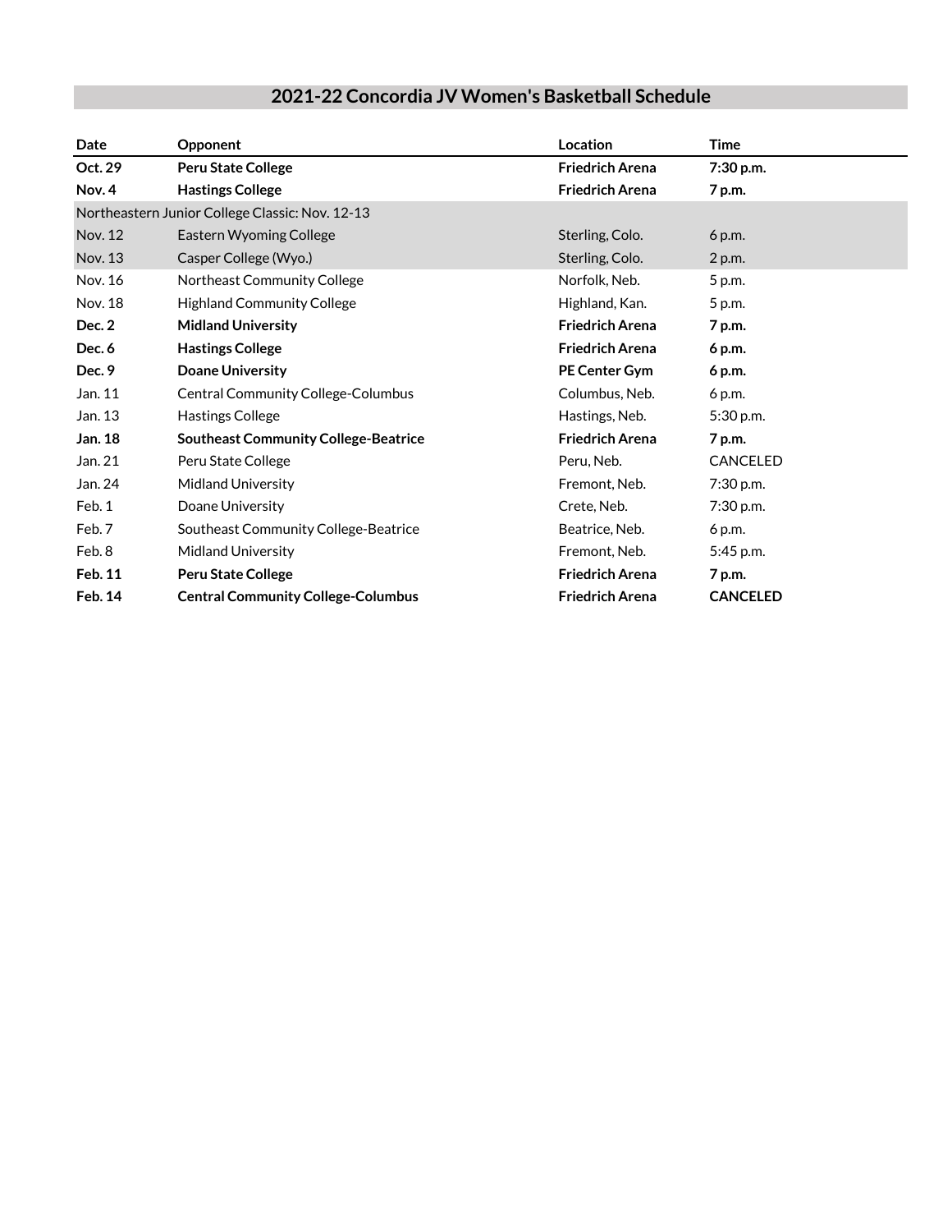# 2021-22 Concordia JV Women's Basketball Schedule

| Date | Opponent | Location | Time |
|---|---|---|---|
| **Oct. 29** | **Peru State College** | **Friedrich Arena** | **7:30 p.m.** |
| **Nov. 4** | **Hastings College** | **Friedrich Arena** | **7 p.m.** |
| Northeastern Junior College Classic: Nov. 12-13 | | | |
| Nov. 12 | Eastern Wyoming College | Sterling, Colo. | 6 p.m. |
| Nov. 13 | Casper College (Wyo.) | Sterling, Colo. | 2 p.m. |
| Nov. 16 | Northeast Community College | Norfolk, Neb. | 5 p.m. |
| Nov. 18 | Highland Community College | Highland, Kan. | 5 p.m. |
| **Dec. 2** | **Midland University** | **Friedrich Arena** | **7 p.m.** |
| **Dec. 6** | **Hastings College** | **Friedrich Arena** | **6 p.m.** |
| **Dec. 9** | **Doane University** | **PE Center Gym** | **6 p.m.** |
| Jan. 11 | Central Community College-Columbus | Columbus, Neb. | 6 p.m. |
| Jan. 13 | Hastings College | Hastings, Neb. | 5:30 p.m. |
| **Jan. 18** | **Southeast Community College-Beatrice** | **Friedrich Arena** | **7 p.m.** |
| Jan. 21 | Peru State College | Peru, Neb. | CANCELED |
| Jan. 24 | Midland University | Fremont, Neb. | 7:30 p.m. |
| Feb. 1 | Doane University | Crete, Neb. | 7:30 p.m. |
| Feb. 7 | Southeast Community College-Beatrice | Beatrice, Neb. | 6 p.m. |
| Feb. 8 | Midland University | Fremont, Neb. | 5:45 p.m. |
| **Feb. 11** | **Peru State College** | **Friedrich Arena** | **7 p.m.** |
| **Feb. 14** | **Central Community College-Columbus** | **Friedrich Arena** | **CANCELED** |